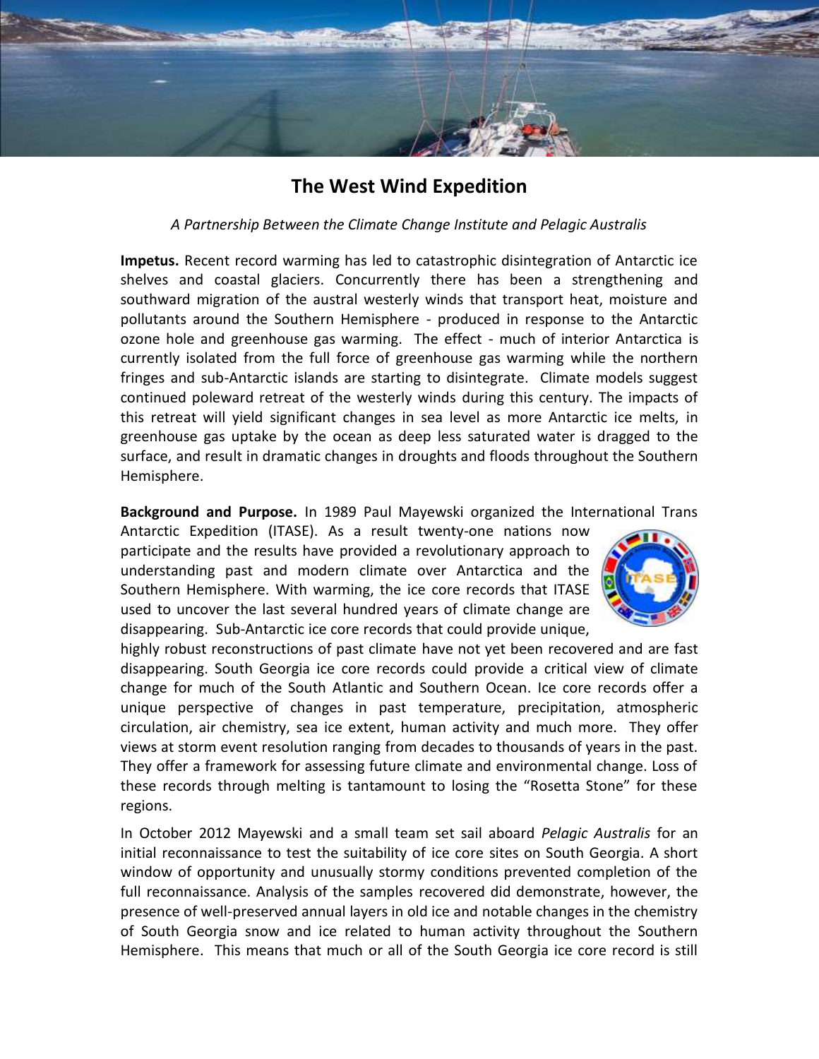# The West Wind Expedition

*A Partnership Between the Climate Change Institute and Pelagic Australis*

**Impetus.** Recent record warming has led to catastrophic disintegration of Antarctic ice shelves and coastal glaciers. Concurrently there has been a strengthening and southward migration of the austral westerly winds that transport heat, moisture and pollutants around the Southern Hemisphere - produced in response to the Antarctic ozone hole and greenhouse gas warming. The effect - much of interior Antarctica is currently isolated from the full force of greenhouse gas warming while the northern fringes and sub-Antarctic islands are starting to disintegrate. Climate models suggest continued poleward retreat of the westerly winds during this century. The impacts of this retreat will yield significant changes in sea level as more Antarctic ice melts, in greenhouse gas uptake by the ocean as deep less saturated water is dragged to the surface, and result in dramatic changes in droughts and floods throughout the Southern Hemisphere.

**Background and Purpose.** In 1989 Paul Mayewski organized the International Trans Antarctic Expedition (ITASE). As a result twenty-one nations now participate and the results have provided a revolutionary approach to understanding past and modern climate over Antarctica and the Southern Hemisphere. With warming, the ice core records that ITASE used to uncover the last several hundred years of climate change are disappearing. Sub-Antarctic ice core records that could provide unique, highly robust reconstructions of past climate have not yet been recovered and are fast disappearing. South Georgia ice core records could provide a critical view of climate change for much of the South Atlantic and Southern Ocean. Ice core records offer a unique perspective of changes in past temperature, precipitation, atmospheric circulation, air chemistry, sea ice extent, human activity and much more. They offer views at storm event resolution ranging from decades to thousands of years in the past. They offer a framework for assessing future climate and environmental change. Loss of these records through melting is tantamount to losing the "Rosetta Stone" for these regions.

In October 2012 Mayewski and a small team set sail aboard *Pelagic Australis* for an initial reconnaissance to test the suitability of ice core sites on South Georgia. A short window of opportunity and unusually stormy conditions prevented completion of the full reconnaissance. Analysis of the samples recovered did demonstrate, however, the presence of well-preserved annual layers in old ice and notable changes in the chemistry of South Georgia snow and ice related to human activity throughout the Southern Hemisphere. This means that much or all of the South Georgia ice core record is still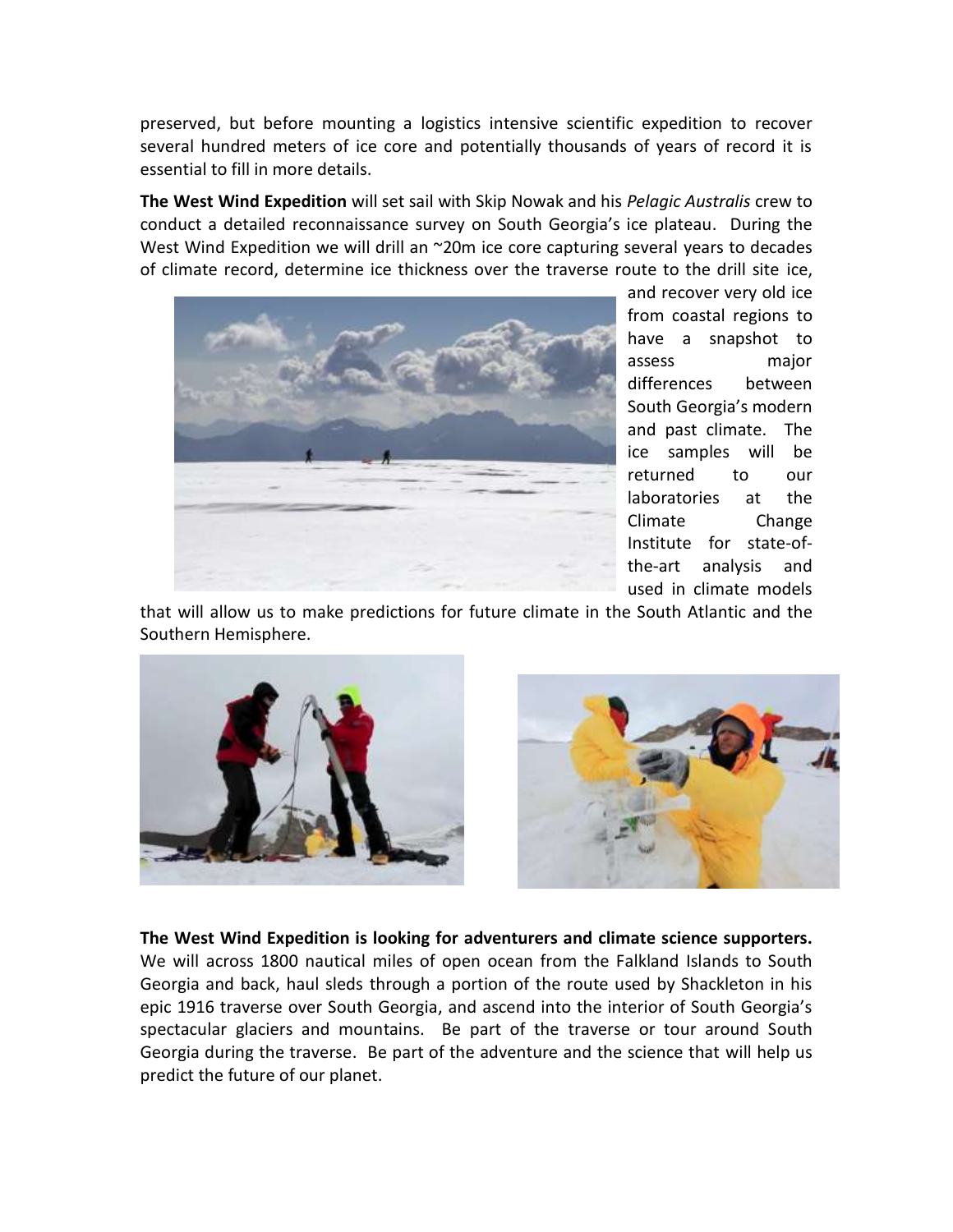preserved, but before mounting a logistics intensive scientific expedition to recover several hundred meters of ice core and potentially thousands of years of record it is essential to fill in more details.

**The West Wind Expedition** will set sail with Skip Nowak and his *Pelagic Australis* crew to conduct a detailed reconnaissance survey on South Georgia's ice plateau. During the West Wind Expedition we will drill an ~20m ice core capturing several years to decades of climate record, determine ice thickness over the traverse route to the drill site ice, and recover very old ice from coastal regions to have a snapshot to assess major differences between South Georgia's modern and past climate. The ice samples will be returned to our laboratories at the Climate Change Institute for state-of-the-art analysis and used in climate models that will allow us to make predictions for future climate in the South Atlantic and the Southern Hemisphere.

**The West Wind Expedition is looking for adventurers and climate science supporters.** We will across 1800 nautical miles of open ocean from the Falkland Islands to South Georgia and back, haul sleds through a portion of the route used by Shackleton in his epic 1916 traverse over South Georgia, and ascend into the interior of South Georgia's spectacular glaciers and mountains. Be part of the traverse or tour around South Georgia during the traverse. Be part of the adventure and the science that will help us predict the future of our planet.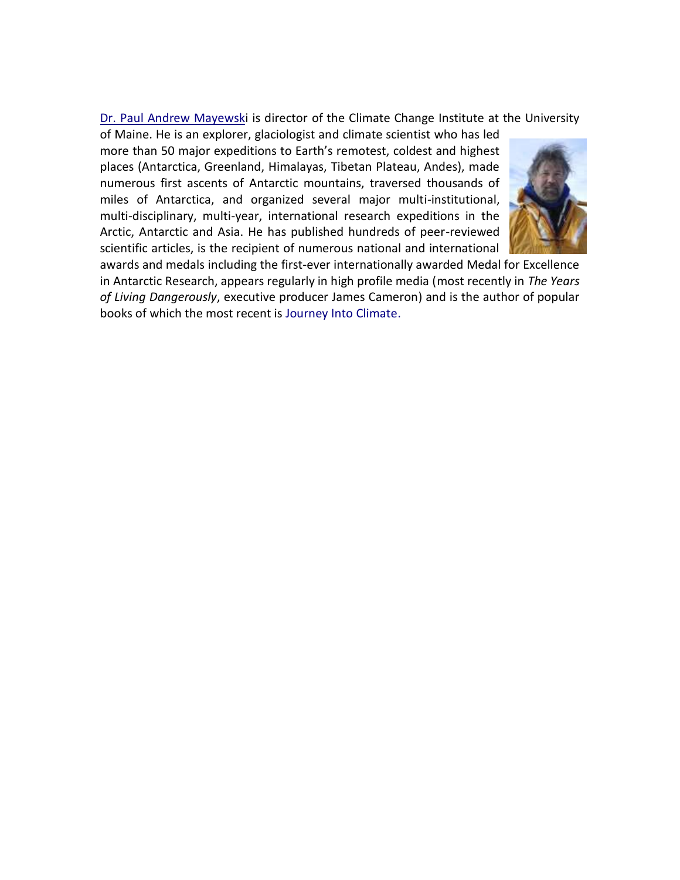Dr. Paul Andrew Mayewski is director of the Climate Change Institute at the University of Maine. He is an explorer, glaciologist and climate scientist who has led more than 50 major expeditions to Earth's remotest, coldest and highest places (Antarctica, Greenland, Himalayas, Tibetan Plateau, Andes), made numerous first ascents of Antarctic mountains, traversed thousands of miles of Antarctica, and organized several major multi-institutional, multi-disciplinary, multi-year, international research expeditions in the Arctic, Antarctic and Asia. He has published hundreds of peer-reviewed scientific articles, is the recipient of numerous national and international awards and medals including the first-ever internationally awarded Medal for Excellence in Antarctic Research, appears regularly in high profile media (most recently in *The Years of Living Dangerously*, executive producer James Cameron) and is the author of popular books of which the most recent is Journey Into Climate.